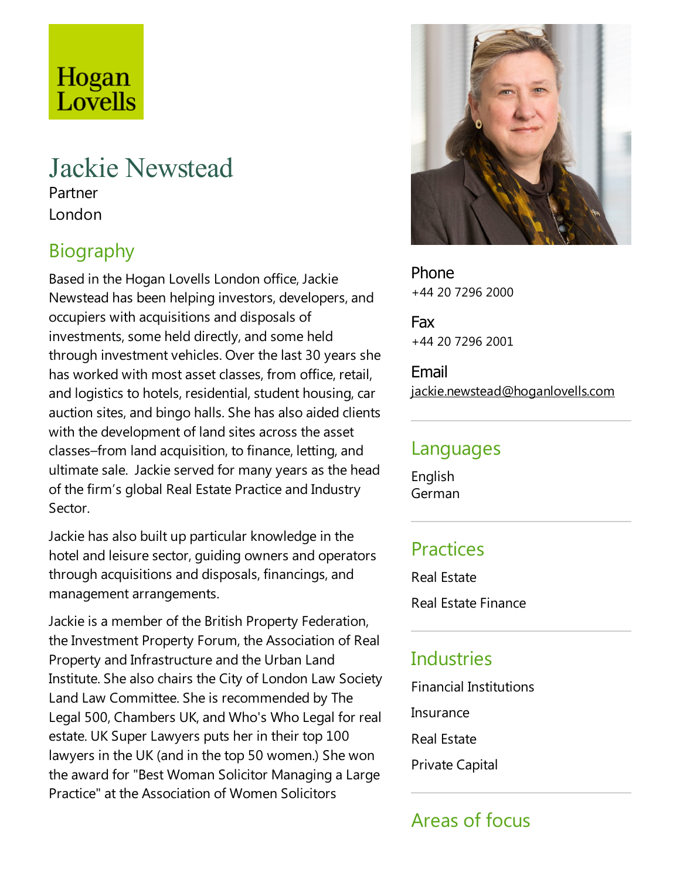Hogan Lovells

# Jackie Newstead

Partner
London

## Biography

Based in the Hogan Lovells London office, Jackie Newstead has been helping investors, developers, and occupiers with acquisitions and disposals of investments, some held directly, and some held through investment vehicles. Over the last 30 years she has worked with most asset classes, from office, retail, and logistics to hotels, residential, student housing, car auction sites, and bingo halls. She has also aided clients with the development of land sites across the asset classes–from land acquisition, to finance, letting, and ultimate sale. Jackie served for many years as the head of the firm's global Real Estate Practice and Industry Sector.

Jackie has also built up particular knowledge in the hotel and leisure sector, guiding owners and operators through acquisitions and disposals, financings, and management arrangements.

Jackie is a member of the British Property Federation, the Investment Property Forum, the Association of Real Property and Infrastructure and the Urban Land Institute. She also chairs the City of London Law Society Land Law Committee. She is recommended by The Legal 500, Chambers UK, and Who's Who Legal for real estate. UK Super Lawyers puts her in their top 100 lawyers in the UK (and in the top 50 women.) She won the award for "Best Woman Solicitor Managing a Large Practice" at the Association of Women Solicitors

**Phone**
+44 20 7296 2000

**Fax**
+44 20 7296 2001

**Email**
jackie.newstead@hoganlovells.com

## Languages

English
German

## Practices

Real Estate

Real Estate Finance

## Industries

Financial Institutions

Insurance

Real Estate

Private Capital

## Areas of focus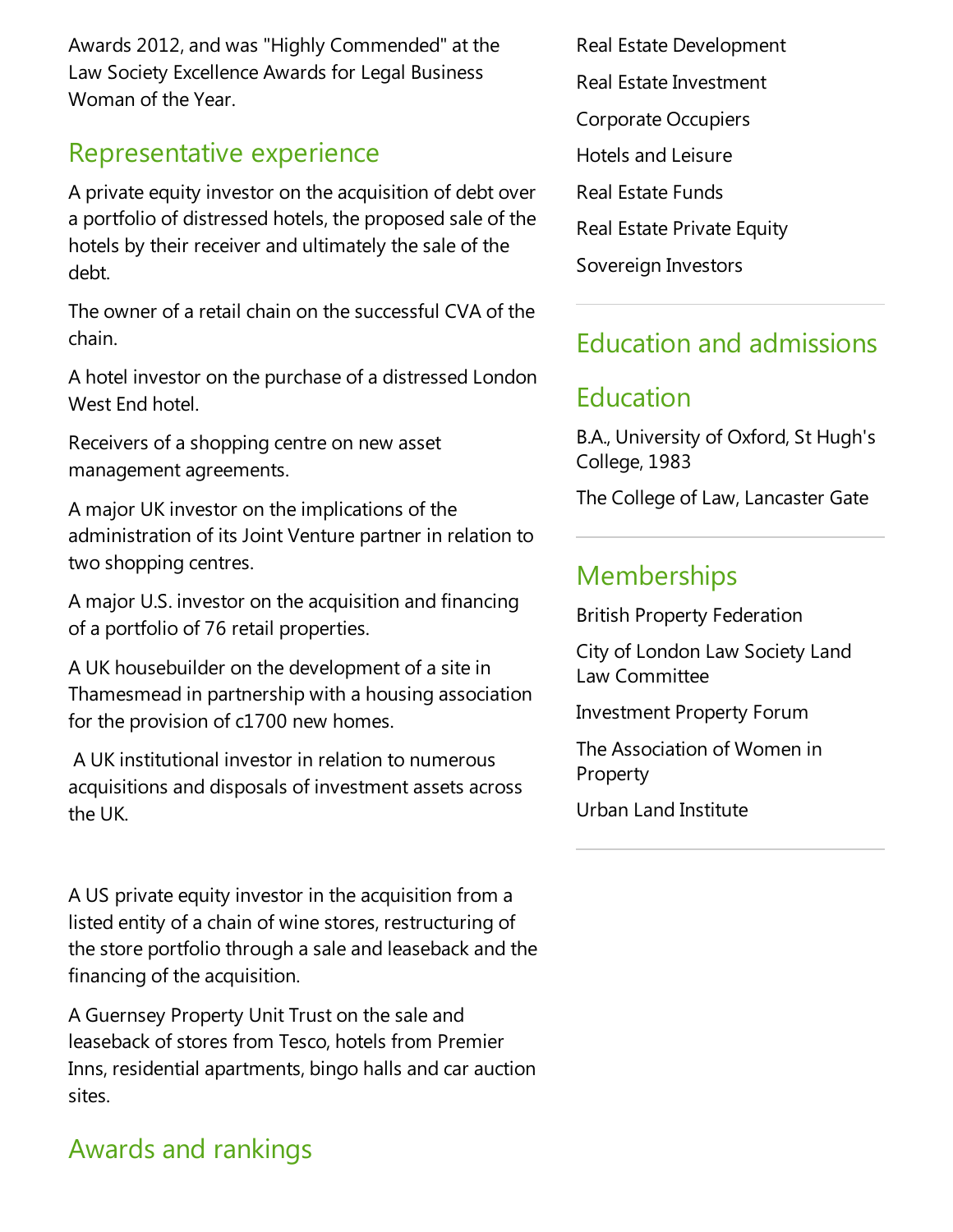Awards 2012, and was "Highly Commended" at the Law Society Excellence Awards for Legal Business Woman of the Year.

## Representative experience

A private equity investor on the acquisition of debt over a portfolio of distressed hotels, the proposed sale of the hotels by their receiver and ultimately the sale of the debt.

The owner of a retail chain on the successful CVA of the chain.

A hotel investor on the purchase of a distressed London West End hotel.

Receivers of a shopping centre on new asset management agreements.

A major UK investor on the implications of the administration of its Joint Venture partner in relation to two shopping centres.

A major U.S. investor on the acquisition and financing of a portfolio of 76 retail properties.

A UK housebuilder on the development of a site in Thamesmead in partnership with a housing association for the provision of c1700 new homes.

A UK institutional investor in relation to numerous acquisitions and disposals of investment assets across the UK.

A US private equity investor in the acquisition from a listed entity of a chain of wine stores, restructuring of the store portfolio through a sale and leaseback and the financing of the acquisition.

A Guernsey Property Unit Trust on the sale and leaseback of stores from Tesco, hotels from Premier Inns, residential apartments, bingo halls and car auction sites.

## Awards and rankings

Real Estate Development

Real Estate Investment

Corporate Occupiers

Hotels and Leisure

Real Estate Funds

Real Estate Private Equity

Sovereign Investors

## Education and admissions

## Education

B.A., University of Oxford, St Hugh's College, 1983

The College of Law, Lancaster Gate

## Memberships

British Property Federation

City of London Law Society Land Law Committee

Investment Property Forum

The Association of Women in Property

Urban Land Institute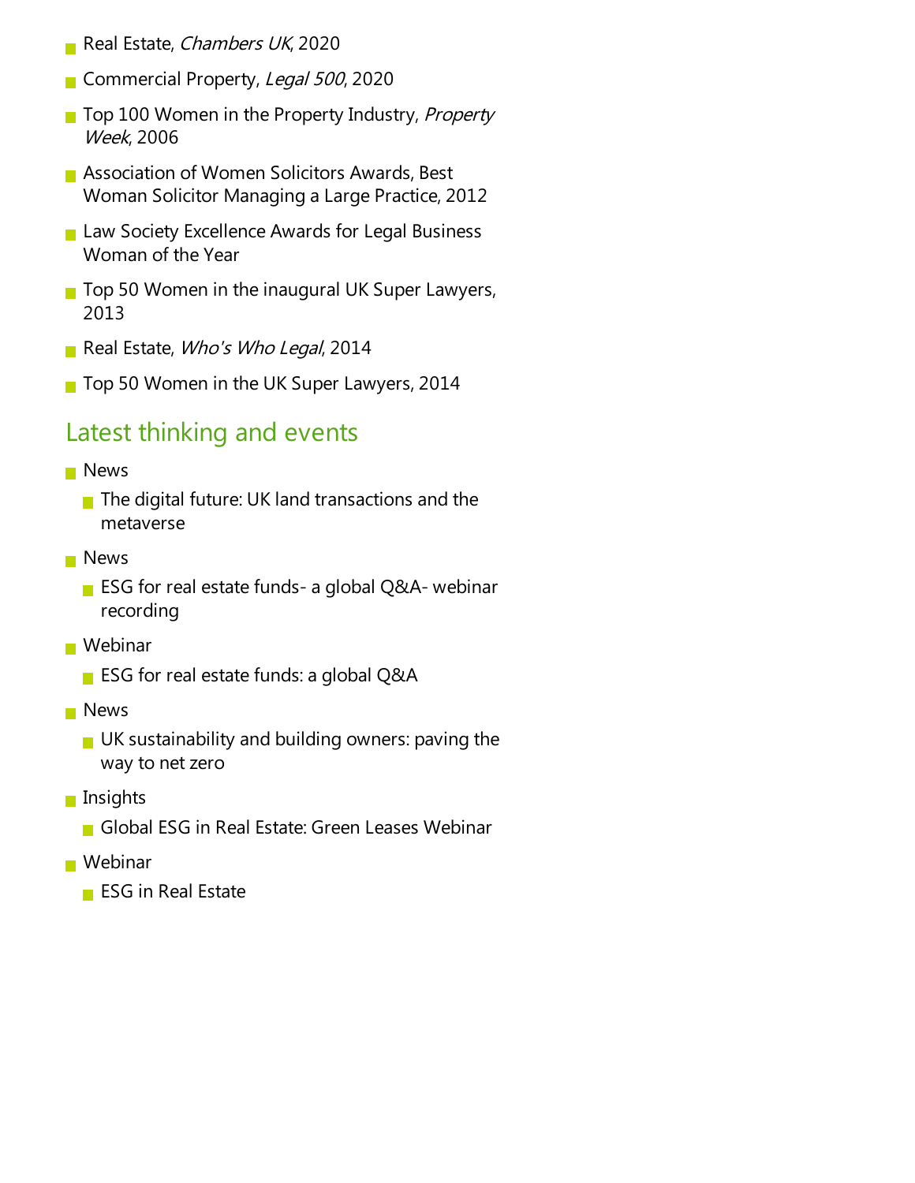- Real Estate, *Chambers UK*, 2020
- Commercial Property, *Legal 500*, 2020
- Top 100 Women in the Property Industry, *Property Week*, 2006
- Association of Women Solicitors Awards, Best Woman Solicitor Managing a Large Practice, 2012
- Law Society Excellence Awards for Legal Business Woman of the Year
- Top 50 Women in the inaugural UK Super Lawyers, 2013
- Real Estate, *Who's Who Legal*, 2014
- Top 50 Women in the UK Super Lawyers, 2014

## Latest thinking and events

- News
  - The digital future: UK land transactions and the metaverse
- News
  - ESG for real estate funds- a global Q&A- webinar recording
- Webinar
  - ESG for real estate funds: a global Q&A
- News
  - UK sustainability and building owners: paving the way to net zero
- Insights
  - Global ESG in Real Estate: Green Leases Webinar
- Webinar
  - ESG in Real Estate